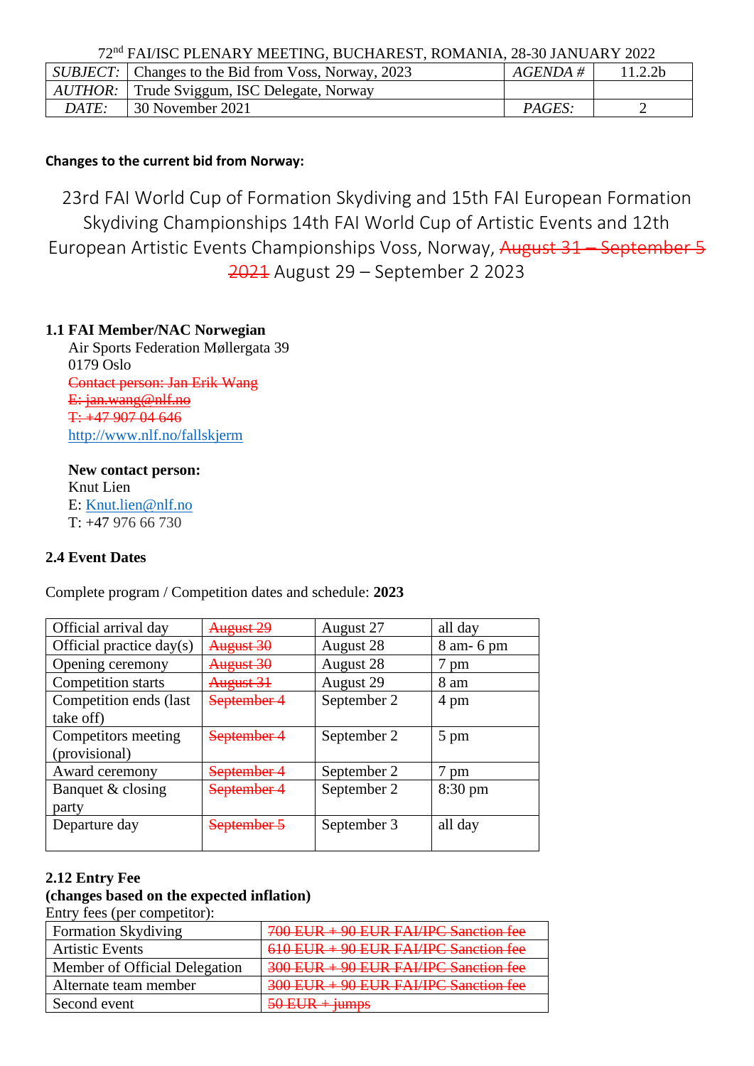72nd FAI/ISC PLENARY MEETING, BUCHAREST, ROMANIA, 28-30 JANUARY 2022

| *SUBJECT:* | Changes to the Bid from Voss, Norway, 2023 | *AGENDA #* | 11.2.2b |
|---|---|---|---|
| *AUTHOR:* | Trude Sviggum, ISC Delegate, Norway | | |
| *DATE:* | 30 November 2021 | *PAGES:* | 2 |

**Changes to the current bid from Norway:**

# 23rd FAI World Cup of Formation Skydiving and 15th FAI European Formation Skydiving Championships 14th FAI World Cup of Artistic Events and 12th European Artistic Events Championships Voss, Norway, ~~August 31 – September 5 2021~~ August 29 – September 2 2023

**1.1 FAI Member/NAC Norwegian**

Air Sports Federation Møllergata 39
0179 Oslo
~~Contact person: Jan Erik Wang~~
~~E: jan.wang@nlf.no~~
~~T: +47 907 04 646~~
http://www.nlf.no/fallskjerm

**New contact person:**
Knut Lien
E: Knut.lien@nlf.no
T: +47 976 66 730

**2.4 Event Dates**

Complete program / Competition dates and schedule: **2023**

| Official arrival day | ~~August 29~~ | August 27 | all day |
|---|---|---|---|
| Official practice day(s) | ~~August 30~~ | August 28 | 8 am- 6 pm |
| Opening ceremony | ~~August 30~~ | August 28 | 7 pm |
| Competition starts | ~~August 31~~ | August 29 | 8 am |
| Competition ends (last take off) | ~~September 4~~ | September 2 | 4 pm |
| Competitors meeting (provisional) | ~~September 4~~ | September 2 | 5 pm |
| Award ceremony | ~~September 4~~ | September 2 | 7 pm |
| Banquet & closing party | ~~September 4~~ | September 2 | 8:30 pm |
| Departure day | ~~September 5~~ | September 3 | all day |

**2.12 Entry Fee**
**(changes based on the expected inflation)**
Entry fees (per competitor):

| Formation Skydiving | ~~700 EUR + 90 EUR FAI/IPC Sanction fee~~ |
|---|---|
| Artistic Events | ~~610 EUR + 90 EUR FAI/IPC Sanction fee~~ |
| Member of Official Delegation | ~~300 EUR + 90 EUR FAI/IPC Sanction fee~~ |
| Alternate team member | ~~300 EUR + 90 EUR FAI/IPC Sanction fee~~ |
| Second event | ~~50 EUR + jumps~~ |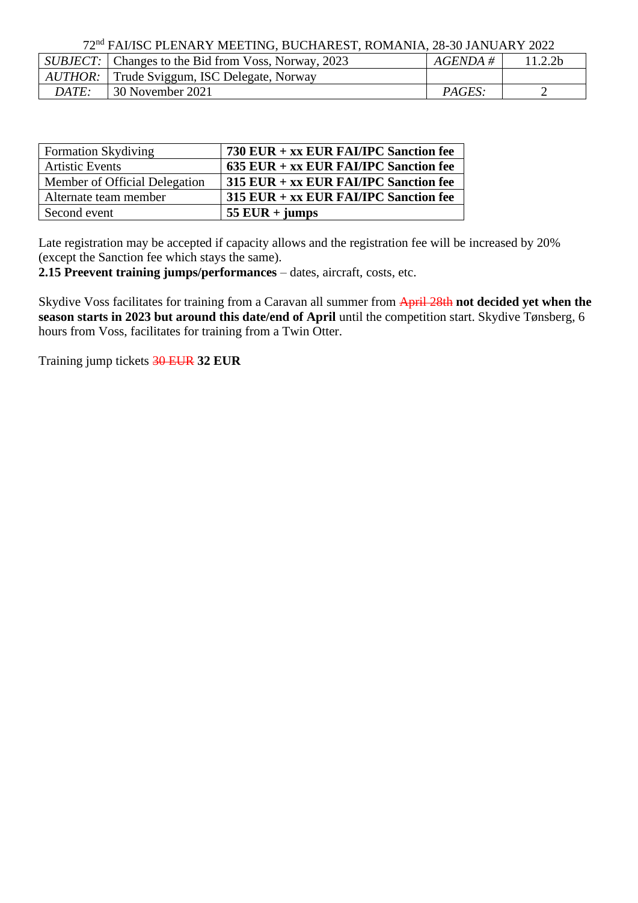| | |
|---|---|
| Formation Skydiving | **730 EUR + xx EUR FAI/IPC Sanction fee** |
| Artistic Events | **635 EUR + xx EUR FAI/IPC Sanction fee** |
| Member of Official Delegation | **315 EUR + xx EUR FAI/IPC Sanction fee** |
| Alternate team member | **315 EUR + xx EUR FAI/IPC Sanction fee** |
| Second event | **55 EUR + jumps** |

Late registration may be accepted if capacity allows and the registration fee will be increased by 20% (except the Sanction fee which stays the same).

**2.15 Preevent training jumps/performances** – dates, aircraft, costs, etc.

Skydive Voss facilitates for training from a Caravan all summer from ~~April 28th~~ **not decided yet when the season starts in 2023 but around this date/end of April** until the competition start. Skydive Tønsberg, 6 hours from Voss, facilitates for training from a Twin Otter.

Training jump tickets ~~30 EUR~~ **32 EUR**